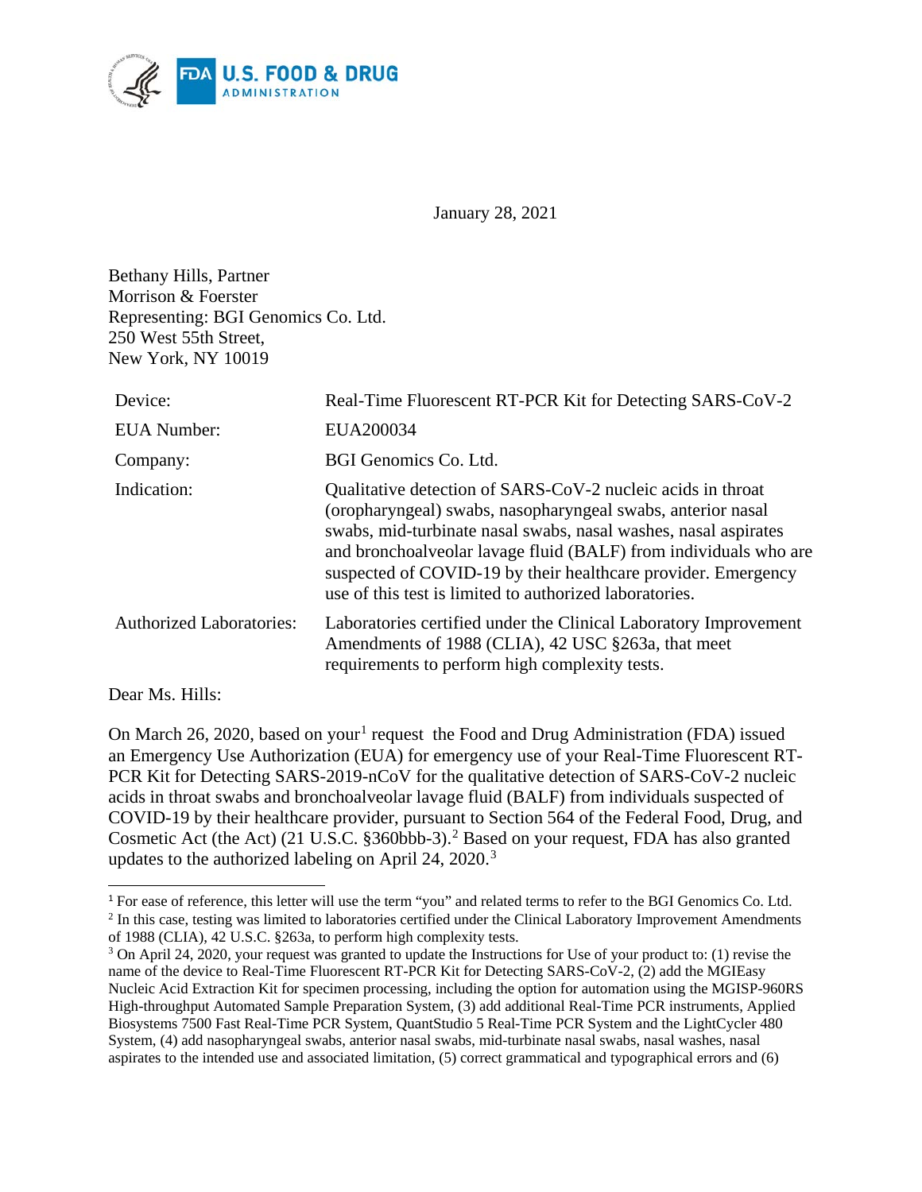January 28, 2021

Bethany Hills, Partner
Morrison & Foerster
Representing: BGI Genomics Co. Ltd.
250 West 55th Street,
New York, NY 10019

| | |
|---|---|
| Device: | Real-Time Fluorescent RT-PCR Kit for Detecting SARS-CoV-2 |
| EUA Number: | EUA200034 |
| Company: | BGI Genomics Co. Ltd. |
| Indication: | Qualitative detection of SARS-CoV-2 nucleic acids in throat (oropharyngeal) swabs, nasopharyngeal swabs, anterior nasal swabs, mid-turbinate nasal swabs, nasal washes, nasal aspirates and bronchoalveolar lavage fluid (BALF) from individuals who are suspected of COVID-19 by their healthcare provider. Emergency use of this test is limited to authorized laboratories. |
| Authorized Laboratories: | Laboratories certified under the Clinical Laboratory Improvement Amendments of 1988 (CLIA), 42 USC §263a, that meet requirements to perform high complexity tests. |

Dear Ms. Hills:

On March 26, 2020, based on your[1] request the Food and Drug Administration (FDA) issued an Emergency Use Authorization (EUA) for emergency use of your Real-Time Fluorescent RT-PCR Kit for Detecting SARS-2019-nCoV for the qualitative detection of SARS-CoV-2 nucleic acids in throat swabs and bronchoalveolar lavage fluid (BALF) from individuals suspected of COVID-19 by their healthcare provider, pursuant to Section 564 of the Federal Food, Drug, and Cosmetic Act (the Act) (21 U.S.C. §360bbb-3).[2] Based on your request, FDA has also granted updates to the authorized labeling on April 24, 2020.[3]

---

[1] For ease of reference, this letter will use the term "you" and related terms to refer to the BGI Genomics Co. Ltd.

[2] In this case, testing was limited to laboratories certified under the Clinical Laboratory Improvement Amendments of 1988 (CLIA), 42 U.S.C. §263a, to perform high complexity tests.

[3] On April 24, 2020, your request was granted to update the Instructions for Use of your product to: (1) revise the name of the device to Real-Time Fluorescent RT-PCR Kit for Detecting SARS-CoV-2, (2) add the MGIEasy Nucleic Acid Extraction Kit for specimen processing, including the option for automation using the MGISP-960RS High-throughput Automated Sample Preparation System, (3) add additional Real-Time PCR instruments, Applied Biosystems 7500 Fast Real-Time PCR System, QuantStudio 5 Real-Time PCR System and the LightCycler 480 System, (4) add nasopharyngeal swabs, anterior nasal swabs, mid-turbinate nasal swabs, nasal washes, nasal aspirates to the intended use and associated limitation, (5) correct grammatical and typographical errors and (6)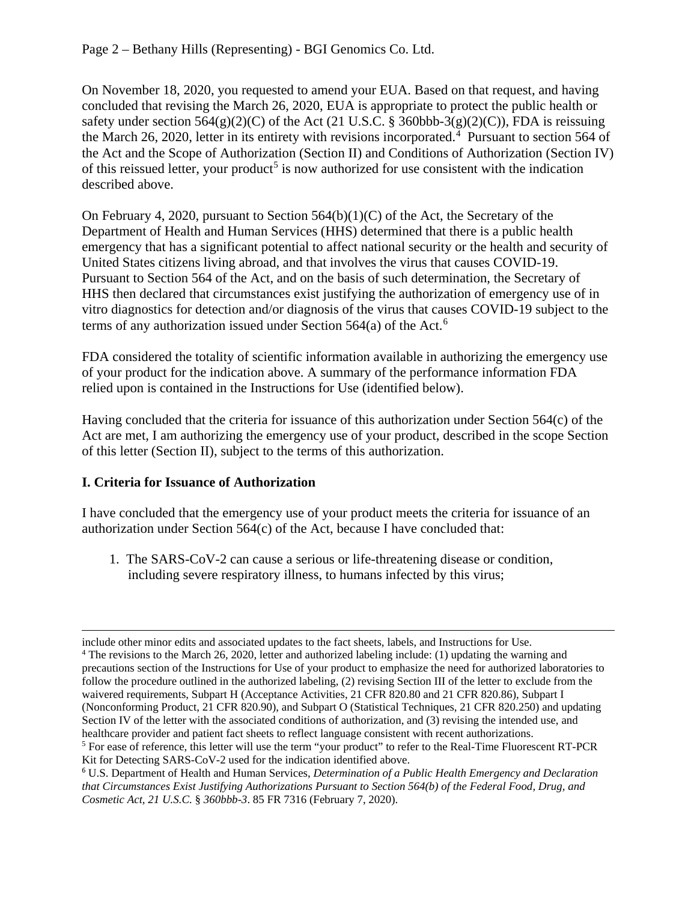On November 18, 2020, you requested to amend your EUA. Based on that request, and having concluded that revising the March 26, 2020, EUA is appropriate to protect the public health or safety under section 564(g)(2)(C) of the Act (21 U.S.C. § 360bbb-3(g)(2)(C)), FDA is reissuing the March 26, 2020, letter in its entirety with revisions incorporated.[4] Pursuant to section 564 of the Act and the Scope of Authorization (Section II) and Conditions of Authorization (Section IV) of this reissued letter, your product[5] is now authorized for use consistent with the indication described above.

On February 4, 2020, pursuant to Section 564(b)(1)(C) of the Act, the Secretary of the Department of Health and Human Services (HHS) determined that there is a public health emergency that has a significant potential to affect national security or the health and security of United States citizens living abroad, and that involves the virus that causes COVID-19. Pursuant to Section 564 of the Act, and on the basis of such determination, the Secretary of HHS then declared that circumstances exist justifying the authorization of emergency use of in vitro diagnostics for detection and/or diagnosis of the virus that causes COVID-19 subject to the terms of any authorization issued under Section 564(a) of the Act.[6]

FDA considered the totality of scientific information available in authorizing the emergency use of your product for the indication above. A summary of the performance information FDA relied upon is contained in the Instructions for Use (identified below).

Having concluded that the criteria for issuance of this authorization under Section 564(c) of the Act are met, I am authorizing the emergency use of your product, described in the scope Section of this letter (Section II), subject to the terms of this authorization.

## I. Criteria for Issuance of Authorization

I have concluded that the emergency use of your product meets the criteria for issuance of an authorization under Section 564(c) of the Act, because I have concluded that:

1. The SARS-CoV-2 can cause a serious or life-threatening disease or condition, including severe respiratory illness, to humans infected by this virus;

---

include other minor edits and associated updates to the fact sheets, labels, and Instructions for Use.

[4] The revisions to the March 26, 2020, letter and authorized labeling include: (1) updating the warning and precautions section of the Instructions for Use of your product to emphasize the need for authorized laboratories to follow the procedure outlined in the authorized labeling, (2) revising Section III of the letter to exclude from the waivered requirements, Subpart H (Acceptance Activities, 21 CFR 820.80 and 21 CFR 820.86), Subpart I (Nonconforming Product, 21 CFR 820.90), and Subpart O (Statistical Techniques, 21 CFR 820.250) and updating Section IV of the letter with the associated conditions of authorization, and (3) revising the intended use, and healthcare provider and patient fact sheets to reflect language consistent with recent authorizations.

[5] For ease of reference, this letter will use the term "your product" to refer to the Real-Time Fluorescent RT-PCR Kit for Detecting SARS-CoV-2 used for the indication identified above.

[6] U.S. Department of Health and Human Services, *Determination of a Public Health Emergency and Declaration that Circumstances Exist Justifying Authorizations Pursuant to Section 564(b) of the Federal Food, Drug, and Cosmetic Act, 21 U.S.C.* § *360bbb-3*. 85 FR 7316 (February 7, 2020).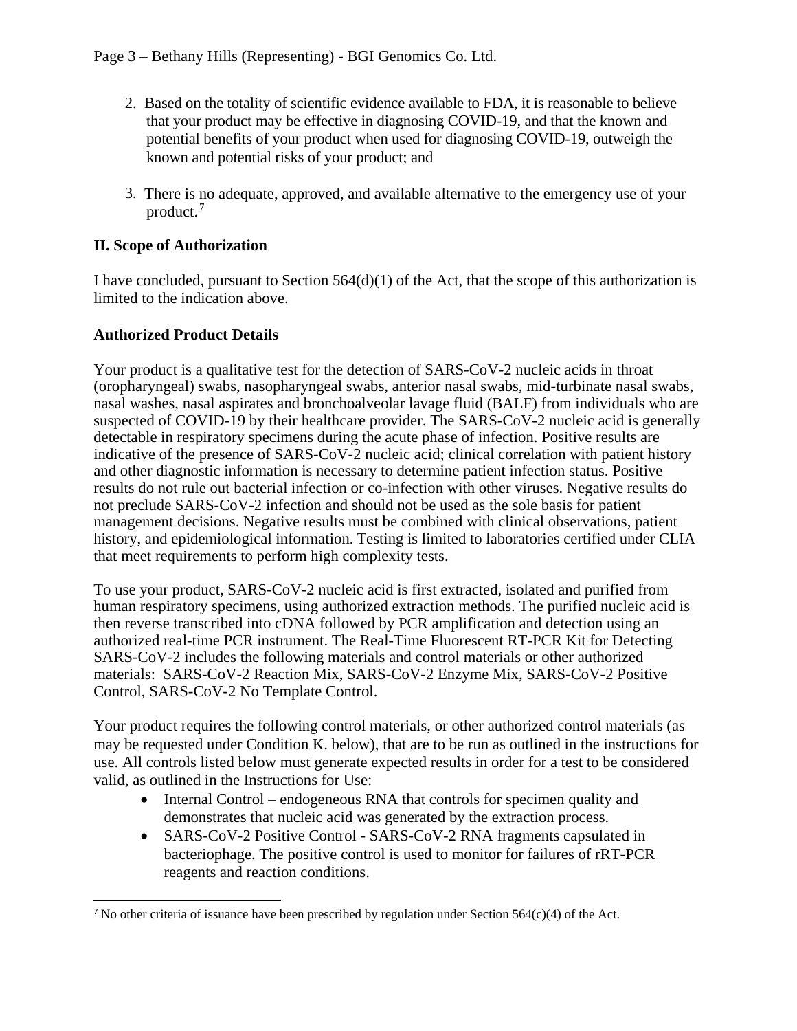2. Based on the totality of scientific evidence available to FDA, it is reasonable to believe that your product may be effective in diagnosing COVID-19, and that the known and potential benefits of your product when used for diagnosing COVID-19, outweigh the known and potential risks of your product; and

3. There is no adequate, approved, and available alternative to the emergency use of your product.[7]

## II. Scope of Authorization

I have concluded, pursuant to Section 564(d)(1) of the Act, that the scope of this authorization is limited to the indication above.

### Authorized Product Details

Your product is a qualitative test for the detection of SARS-CoV-2 nucleic acids in throat (oropharyngeal) swabs, nasopharyngeal swabs, anterior nasal swabs, mid-turbinate nasal swabs, nasal washes, nasal aspirates and bronchoalveolar lavage fluid (BALF) from individuals who are suspected of COVID-19 by their healthcare provider. The SARS-CoV-2 nucleic acid is generally detectable in respiratory specimens during the acute phase of infection. Positive results are indicative of the presence of SARS-CoV-2 nucleic acid; clinical correlation with patient history and other diagnostic information is necessary to determine patient infection status. Positive results do not rule out bacterial infection or co-infection with other viruses. Negative results do not preclude SARS-CoV-2 infection and should not be used as the sole basis for patient management decisions. Negative results must be combined with clinical observations, patient history, and epidemiological information. Testing is limited to laboratories certified under CLIA that meet requirements to perform high complexity tests.

To use your product, SARS-CoV-2 nucleic acid is first extracted, isolated and purified from human respiratory specimens, using authorized extraction methods. The purified nucleic acid is then reverse transcribed into cDNA followed by PCR amplification and detection using an authorized real-time PCR instrument. The Real-Time Fluorescent RT-PCR Kit for Detecting SARS-CoV-2 includes the following materials and control materials or other authorized materials: SARS-CoV-2 Reaction Mix, SARS-CoV-2 Enzyme Mix, SARS-CoV-2 Positive Control, SARS-CoV-2 No Template Control.

Your product requires the following control materials, or other authorized control materials (as may be requested under Condition K. below), that are to be run as outlined in the instructions for use. All controls listed below must generate expected results in order for a test to be considered valid, as outlined in the Instructions for Use:

- Internal Control – endogeneous RNA that controls for specimen quality and demonstrates that nucleic acid was generated by the extraction process.
- SARS-CoV-2 Positive Control - SARS-CoV-2 RNA fragments capsulated in bacteriophage. The positive control is used to monitor for failures of rRT-PCR reagents and reaction conditions.

---

[7] No other criteria of issuance have been prescribed by regulation under Section 564(c)(4) of the Act.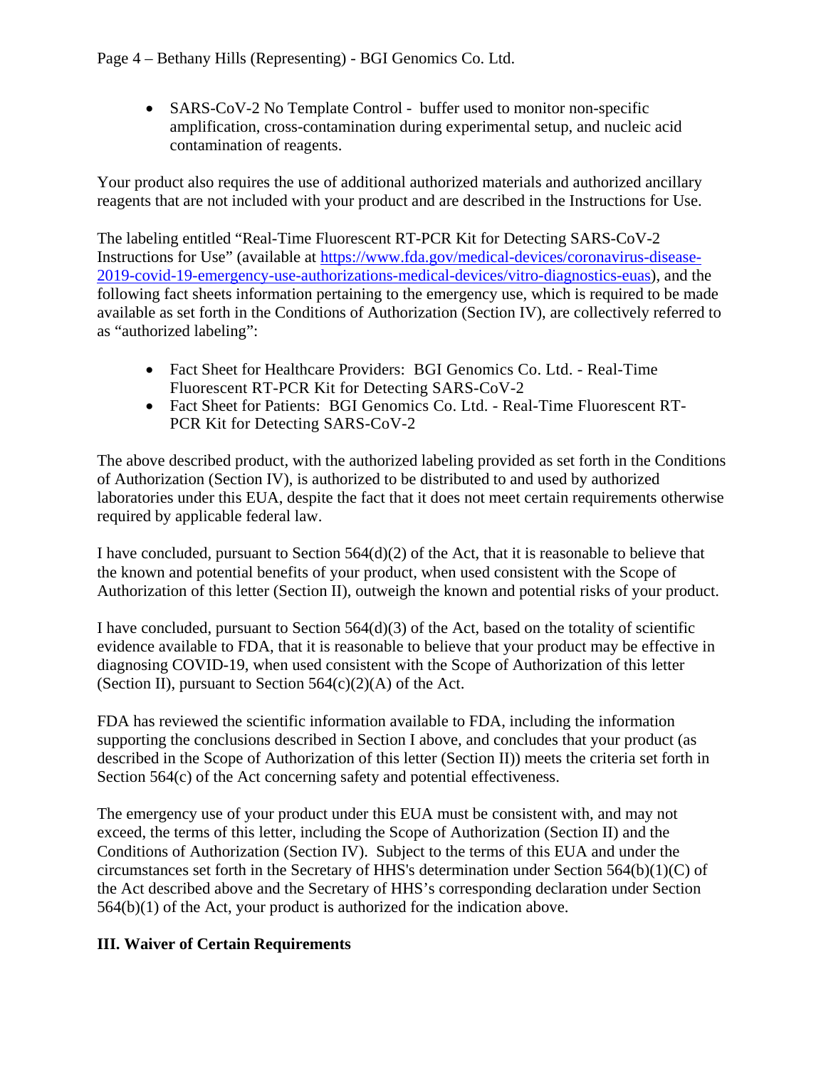- SARS-CoV-2 No Template Control - buffer used to monitor non-specific amplification, cross-contamination during experimental setup, and nucleic acid contamination of reagents.

Your product also requires the use of additional authorized materials and authorized ancillary reagents that are not included with your product and are described in the Instructions for Use.

The labeling entitled "Real-Time Fluorescent RT-PCR Kit for Detecting SARS-CoV-2 Instructions for Use" (available at https://www.fda.gov/medical-devices/coronavirus-disease-2019-covid-19-emergency-use-authorizations-medical-devices/vitro-diagnostics-euas), and the following fact sheets information pertaining to the emergency use, which is required to be made available as set forth in the Conditions of Authorization (Section IV), are collectively referred to as "authorized labeling":

- Fact Sheet for Healthcare Providers: BGI Genomics Co. Ltd. - Real-Time Fluorescent RT-PCR Kit for Detecting SARS-CoV-2
- Fact Sheet for Patients: BGI Genomics Co. Ltd. - Real-Time Fluorescent RT-PCR Kit for Detecting SARS-CoV-2

The above described product, with the authorized labeling provided as set forth in the Conditions of Authorization (Section IV), is authorized to be distributed to and used by authorized laboratories under this EUA, despite the fact that it does not meet certain requirements otherwise required by applicable federal law.

I have concluded, pursuant to Section 564(d)(2) of the Act, that it is reasonable to believe that the known and potential benefits of your product, when used consistent with the Scope of Authorization of this letter (Section II), outweigh the known and potential risks of your product.

I have concluded, pursuant to Section 564(d)(3) of the Act, based on the totality of scientific evidence available to FDA, that it is reasonable to believe that your product may be effective in diagnosing COVID-19, when used consistent with the Scope of Authorization of this letter (Section II), pursuant to Section 564(c)(2)(A) of the Act.

FDA has reviewed the scientific information available to FDA, including the information supporting the conclusions described in Section I above, and concludes that your product (as described in the Scope of Authorization of this letter (Section II)) meets the criteria set forth in Section 564(c) of the Act concerning safety and potential effectiveness.

The emergency use of your product under this EUA must be consistent with, and may not exceed, the terms of this letter, including the Scope of Authorization (Section II) and the Conditions of Authorization (Section IV). Subject to the terms of this EUA and under the circumstances set forth in the Secretary of HHS's determination under Section 564(b)(1)(C) of the Act described above and the Secretary of HHS's corresponding declaration under Section 564(b)(1) of the Act, your product is authorized for the indication above.

## III. Waiver of Certain Requirements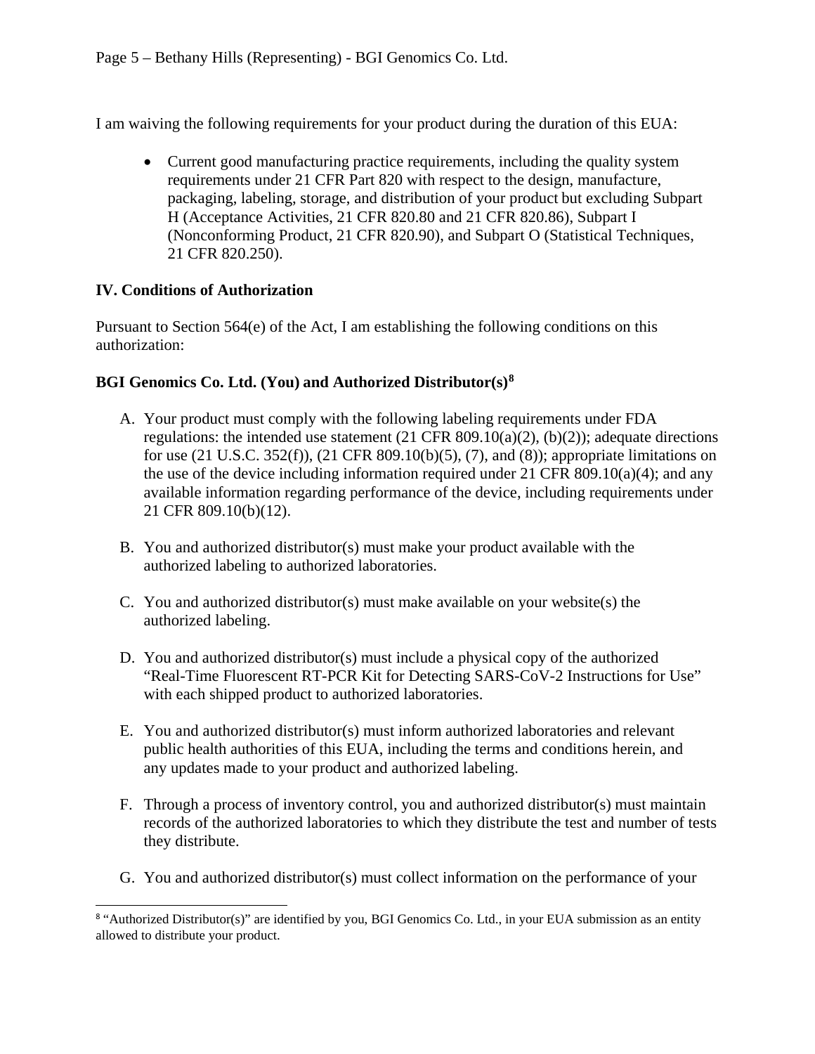I am waiving the following requirements for your product during the duration of this EUA:

- Current good manufacturing practice requirements, including the quality system requirements under 21 CFR Part 820 with respect to the design, manufacture, packaging, labeling, storage, and distribution of your product but excluding Subpart H (Acceptance Activities, 21 CFR 820.80 and 21 CFR 820.86), Subpart I (Nonconforming Product, 21 CFR 820.90), and Subpart O (Statistical Techniques, 21 CFR 820.250).

## IV. Conditions of Authorization

Pursuant to Section 564(e) of the Act, I am establishing the following conditions on this authorization:

### BGI Genomics Co. Ltd. (You) and Authorized Distributor(s)[8]

A. Your product must comply with the following labeling requirements under FDA regulations: the intended use statement (21 CFR 809.10(a)(2), (b)(2)); adequate directions for use (21 U.S.C. 352(f)), (21 CFR 809.10(b)(5), (7), and (8)); appropriate limitations on the use of the device including information required under 21 CFR 809.10(a)(4); and any available information regarding performance of the device, including requirements under 21 CFR 809.10(b)(12).

B. You and authorized distributor(s) must make your product available with the authorized labeling to authorized laboratories.

C. You and authorized distributor(s) must make available on your website(s) the authorized labeling.

D. You and authorized distributor(s) must include a physical copy of the authorized "Real-Time Fluorescent RT-PCR Kit for Detecting SARS-CoV-2 Instructions for Use" with each shipped product to authorized laboratories.

E. You and authorized distributor(s) must inform authorized laboratories and relevant public health authorities of this EUA, including the terms and conditions herein, and any updates made to your product and authorized labeling.

F. Through a process of inventory control, you and authorized distributor(s) must maintain records of the authorized laboratories to which they distribute the test and number of tests they distribute.

G. You and authorized distributor(s) must collect information on the performance of your

[8] "Authorized Distributor(s)" are identified by you, BGI Genomics Co. Ltd., in your EUA submission as an entity allowed to distribute your product.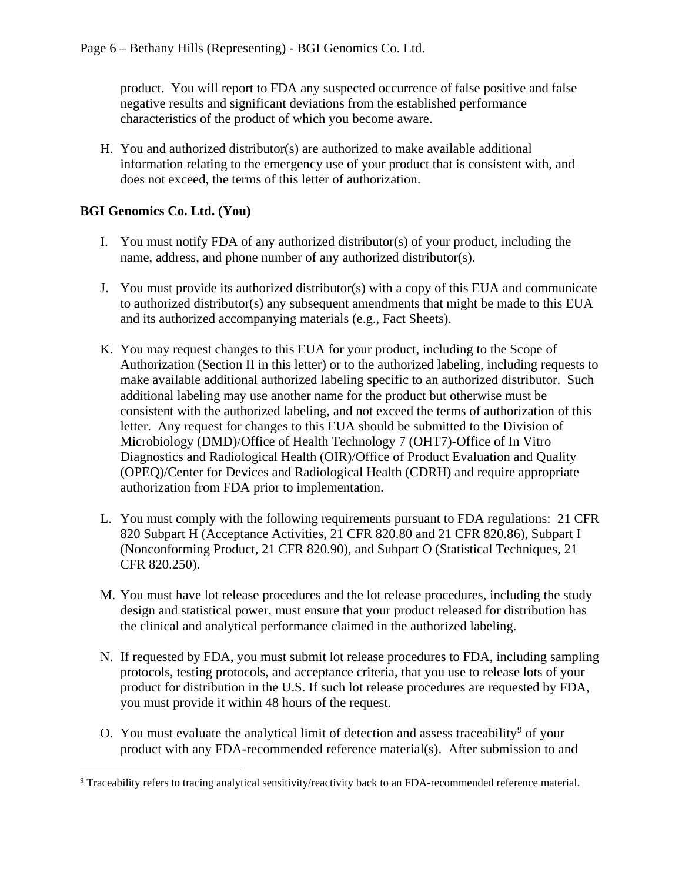product. You will report to FDA any suspected occurrence of false positive and false negative results and significant deviations from the established performance characteristics of the product of which you become aware.

H. You and authorized distributor(s) are authorized to make available additional information relating to the emergency use of your product that is consistent with, and does not exceed, the terms of this letter of authorization.

**BGI Genomics Co. Ltd. (You)**

I. You must notify FDA of any authorized distributor(s) of your product, including the name, address, and phone number of any authorized distributor(s).

J. You must provide its authorized distributor(s) with a copy of this EUA and communicate to authorized distributor(s) any subsequent amendments that might be made to this EUA and its authorized accompanying materials (e.g., Fact Sheets).

K. You may request changes to this EUA for your product, including to the Scope of Authorization (Section II in this letter) or to the authorized labeling, including requests to make available additional authorized labeling specific to an authorized distributor. Such additional labeling may use another name for the product but otherwise must be consistent with the authorized labeling, and not exceed the terms of authorization of this letter. Any request for changes to this EUA should be submitted to the Division of Microbiology (DMD)/Office of Health Technology 7 (OHT7)-Office of In Vitro Diagnostics and Radiological Health (OIR)/Office of Product Evaluation and Quality (OPEQ)/Center for Devices and Radiological Health (CDRH) and require appropriate authorization from FDA prior to implementation.

L. You must comply with the following requirements pursuant to FDA regulations: 21 CFR 820 Subpart H (Acceptance Activities, 21 CFR 820.80 and 21 CFR 820.86), Subpart I (Nonconforming Product, 21 CFR 820.90), and Subpart O (Statistical Techniques, 21 CFR 820.250).

M. You must have lot release procedures and the lot release procedures, including the study design and statistical power, must ensure that your product released for distribution has the clinical and analytical performance claimed in the authorized labeling.

N. If requested by FDA, you must submit lot release procedures to FDA, including sampling protocols, testing protocols, and acceptance criteria, that you use to release lots of your product for distribution in the U.S. If such lot release procedures are requested by FDA, you must provide it within 48 hours of the request.

O. You must evaluate the analytical limit of detection and assess traceability[9] of your product with any FDA-recommended reference material(s). After submission to and

[9] Traceability refers to tracing analytical sensitivity/reactivity back to an FDA-recommended reference material.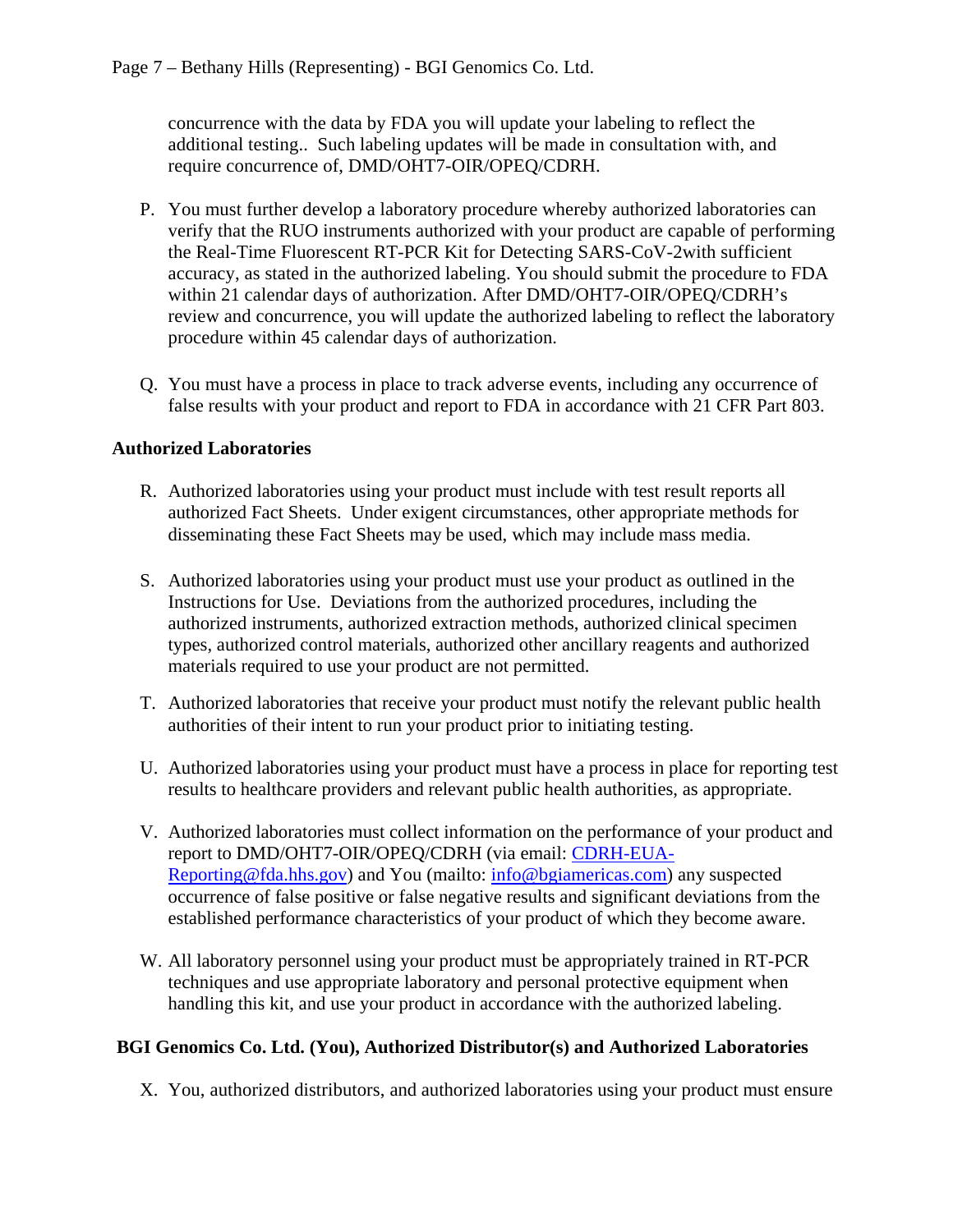concurrence with the data by FDA you will update your labeling to reflect the additional testing.. Such labeling updates will be made in consultation with, and require concurrence of, DMD/OHT7-OIR/OPEQ/CDRH.

P. You must further develop a laboratory procedure whereby authorized laboratories can verify that the RUO instruments authorized with your product are capable of performing the Real-Time Fluorescent RT-PCR Kit for Detecting SARS-CoV-2with sufficient accuracy, as stated in the authorized labeling. You should submit the procedure to FDA within 21 calendar days of authorization. After DMD/OHT7-OIR/OPEQ/CDRH's review and concurrence, you will update the authorized labeling to reflect the laboratory procedure within 45 calendar days of authorization.

Q. You must have a process in place to track adverse events, including any occurrence of false results with your product and report to FDA in accordance with 21 CFR Part 803.

**Authorized Laboratories**

R. Authorized laboratories using your product must include with test result reports all authorized Fact Sheets. Under exigent circumstances, other appropriate methods for disseminating these Fact Sheets may be used, which may include mass media.

S. Authorized laboratories using your product must use your product as outlined in the Instructions for Use. Deviations from the authorized procedures, including the authorized instruments, authorized extraction methods, authorized clinical specimen types, authorized control materials, authorized other ancillary reagents and authorized materials required to use your product are not permitted.

T. Authorized laboratories that receive your product must notify the relevant public health authorities of their intent to run your product prior to initiating testing.

U. Authorized laboratories using your product must have a process in place for reporting test results to healthcare providers and relevant public health authorities, as appropriate.

V. Authorized laboratories must collect information on the performance of your product and report to DMD/OHT7-OIR/OPEQ/CDRH (via email: CDRH-EUA-Reporting@fda.hhs.gov) and You (mailto: info@bgiamericas.com) any suspected occurrence of false positive or false negative results and significant deviations from the established performance characteristics of your product of which they become aware.

W. All laboratory personnel using your product must be appropriately trained in RT-PCR techniques and use appropriate laboratory and personal protective equipment when handling this kit, and use your product in accordance with the authorized labeling.

**BGI Genomics Co. Ltd. (You), Authorized Distributor(s) and Authorized Laboratories**

X. You, authorized distributors, and authorized laboratories using your product must ensure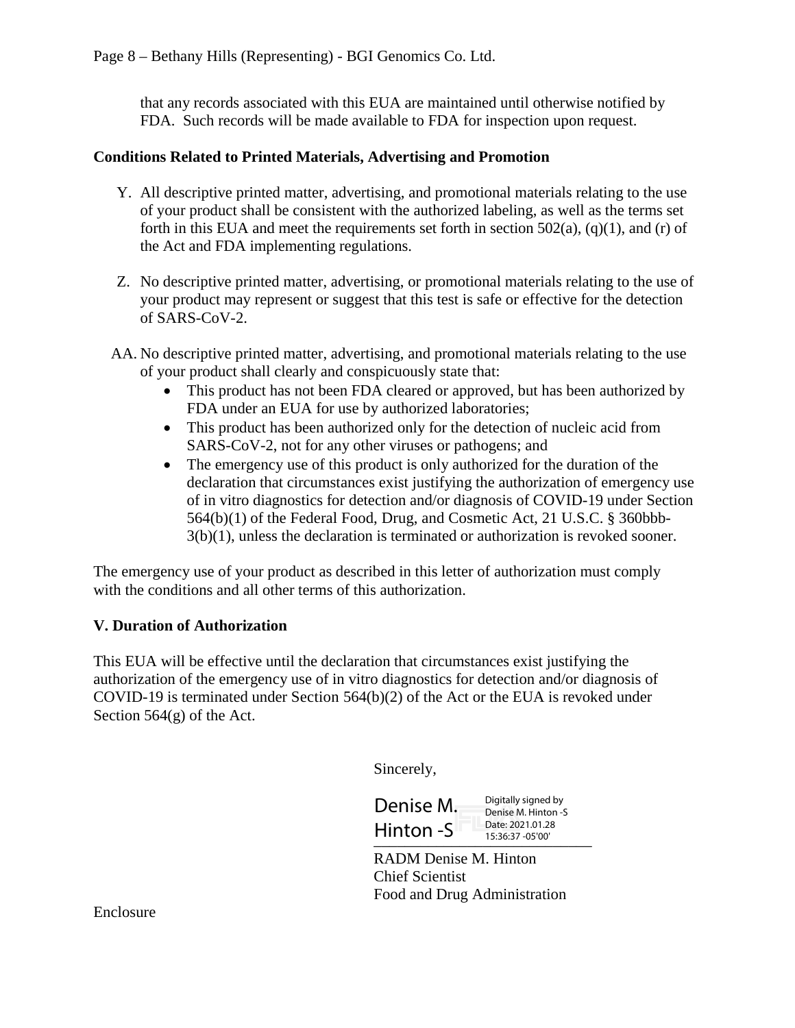that any records associated with this EUA are maintained until otherwise notified by FDA. Such records will be made available to FDA for inspection upon request.

**Conditions Related to Printed Materials, Advertising and Promotion**

Y. All descriptive printed matter, advertising, and promotional materials relating to the use of your product shall be consistent with the authorized labeling, as well as the terms set forth in this EUA and meet the requirements set forth in section 502(a), (q)(1), and (r) of the Act and FDA implementing regulations.

Z. No descriptive printed matter, advertising, or promotional materials relating to the use of your product may represent or suggest that this test is safe or effective for the detection of SARS-CoV-2.

AA. No descriptive printed matter, advertising, and promotional materials relating to the use of your product shall clearly and conspicuously state that:

- This product has not been FDA cleared or approved, but has been authorized by FDA under an EUA for use by authorized laboratories;
- This product has been authorized only for the detection of nucleic acid from SARS-CoV-2, not for any other viruses or pathogens; and
- The emergency use of this product is only authorized for the duration of the declaration that circumstances exist justifying the authorization of emergency use of in vitro diagnostics for detection and/or diagnosis of COVID-19 under Section 564(b)(1) of the Federal Food, Drug, and Cosmetic Act, 21 U.S.C. § 360bbb-3(b)(1), unless the declaration is terminated or authorization is revoked sooner.

The emergency use of your product as described in this letter of authorization must comply with the conditions and all other terms of this authorization.

## V. Duration of Authorization

This EUA will be effective until the declaration that circumstances exist justifying the authorization of the emergency use of in vitro diagnostics for detection and/or diagnosis of COVID-19 is terminated under Section 564(b)(2) of the Act or the EUA is revoked under Section 564(g) of the Act.

Sincerely,

Denise M. Hinton -S
Digitally signed by Denise M. Hinton -S
Date: 2021.01.28 15:36:37 -05'00'

RADM Denise M. Hinton
Chief Scientist
Food and Drug Administration

Enclosure